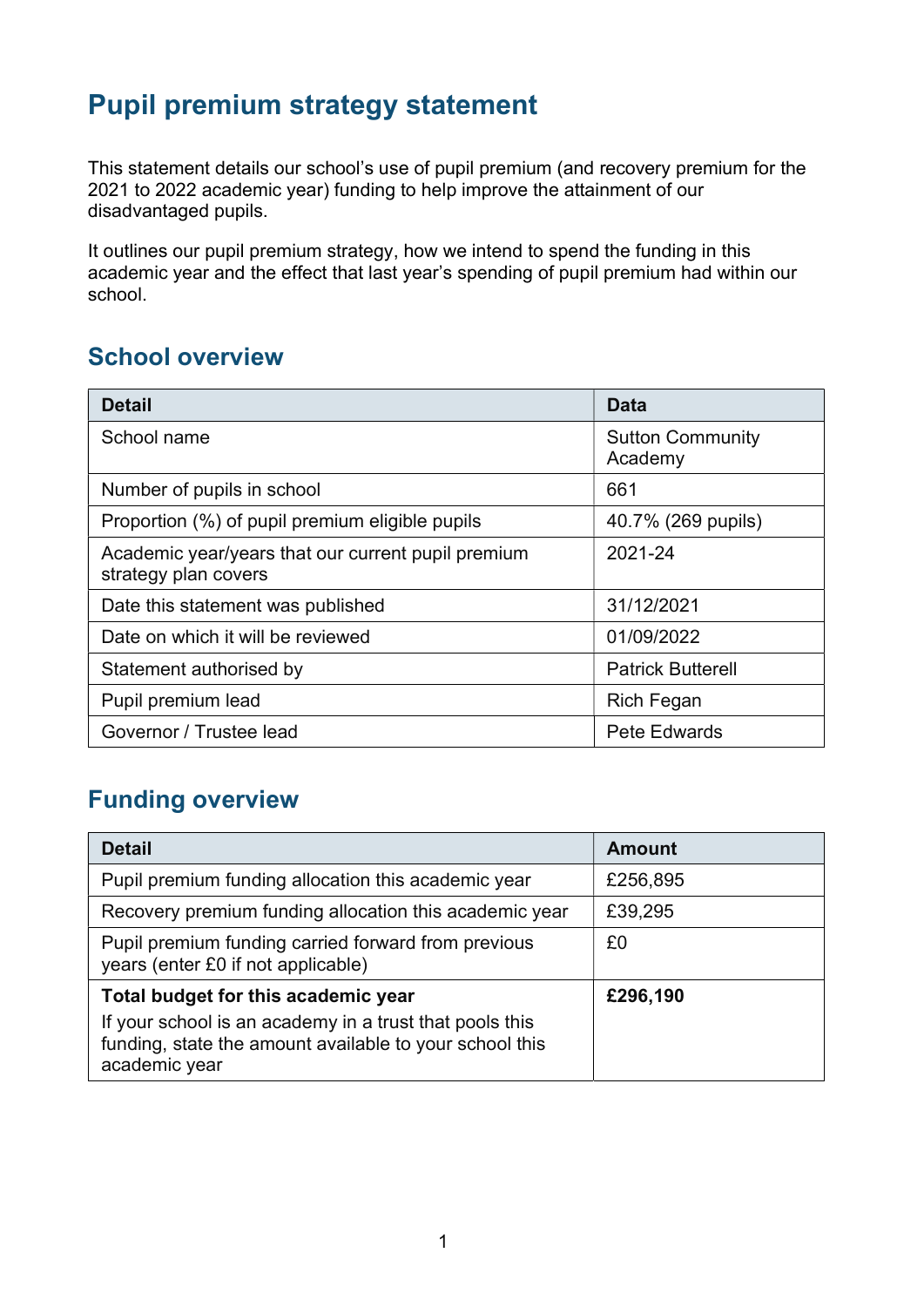# Pupil premium strategy statement

This statement details our school's use of pupil premium (and recovery premium for the 2021 to 2022 academic year) funding to help improve the attainment of our disadvantaged pupils.

It outlines our pupil premium strategy, how we intend to spend the funding in this academic year and the effect that last year's spending of pupil premium had within our school.

## School overview

| Detail | Data |
|---|---|
| School name | Sutton Community Academy |
| Number of pupils in school | 661 |
| Proportion (%) of pupil premium eligible pupils | 40.7% (269 pupils) |
| Academic year/years that our current pupil premium strategy plan covers | 2021-24 |
| Date this statement was published | 31/12/2021 |
| Date on which it will be reviewed | 01/09/2022 |
| Statement authorised by | Patrick Butterell |
| Pupil premium lead | Rich Fegan |
| Governor / Trustee lead | Pete Edwards |

## Funding overview

| Detail | Amount |
|---|---|
| Pupil premium funding allocation this academic year | £256,895 |
| Recovery premium funding allocation this academic year | £39,295 |
| Pupil premium funding carried forward from previous years (enter £0 if not applicable) | £0 |
| **Total budget for this academic year**<br>If your school is an academy in a trust that pools this funding, state the amount available to your school this academic year | **£296,190** |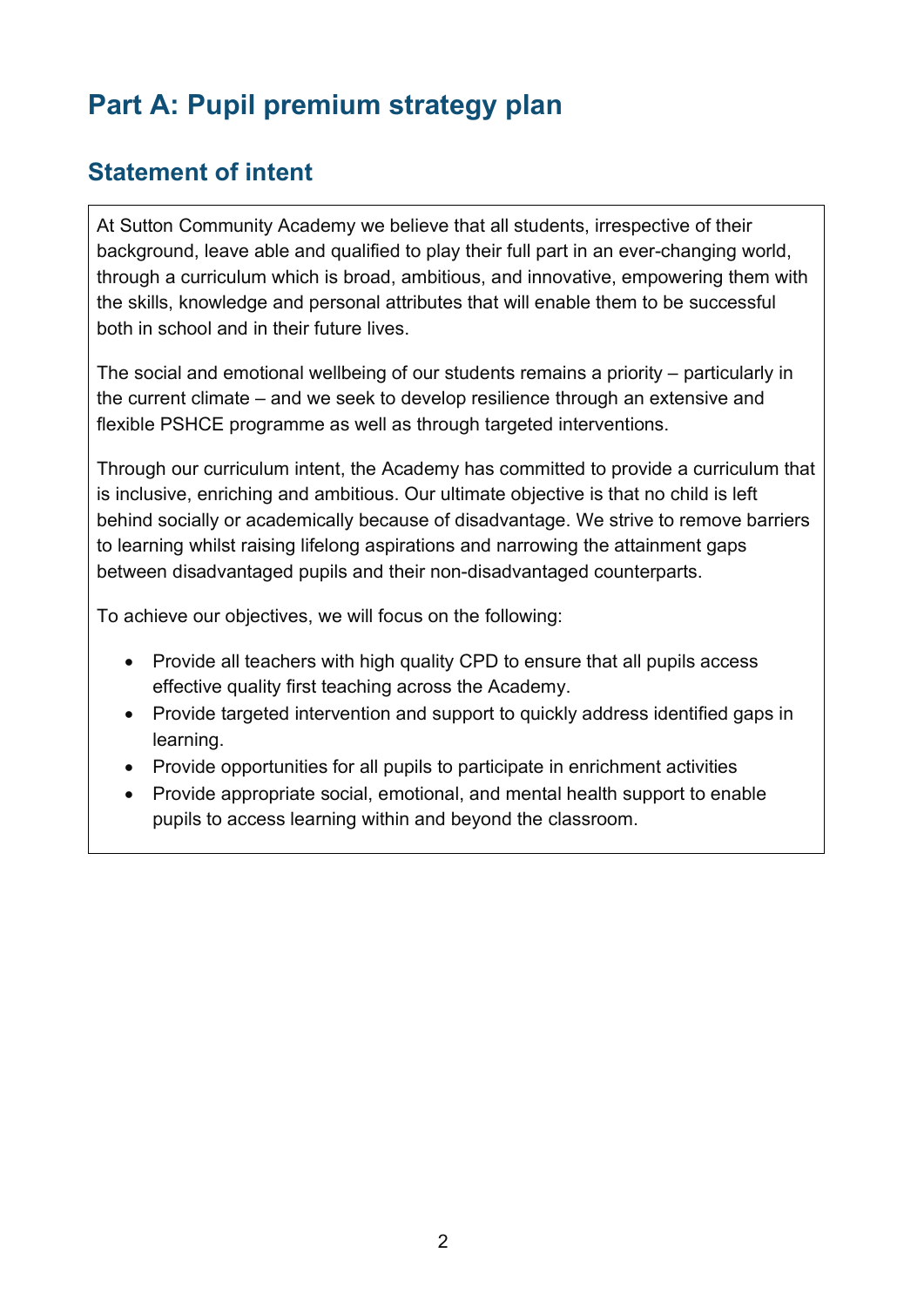# Part A: Pupil premium strategy plan

## Statement of intent

At Sutton Community Academy we believe that all students, irrespective of their background, leave able and qualified to play their full part in an ever-changing world, through a curriculum which is broad, ambitious, and innovative, empowering them with the skills, knowledge and personal attributes that will enable them to be successful both in school and in their future lives.

The social and emotional wellbeing of our students remains a priority – particularly in the current climate – and we seek to develop resilience through an extensive and flexible PSHCE programme as well as through targeted interventions.

Through our curriculum intent, the Academy has committed to provide a curriculum that is inclusive, enriching and ambitious. Our ultimate objective is that no child is left behind socially or academically because of disadvantage. We strive to remove barriers to learning whilst raising lifelong aspirations and narrowing the attainment gaps between disadvantaged pupils and their non-disadvantaged counterparts.

To achieve our objectives, we will focus on the following:

- Provide all teachers with high quality CPD to ensure that all pupils access effective quality first teaching across the Academy.
- Provide targeted intervention and support to quickly address identified gaps in learning.
- Provide opportunities for all pupils to participate in enrichment activities
- Provide appropriate social, emotional, and mental health support to enable pupils to access learning within and beyond the classroom.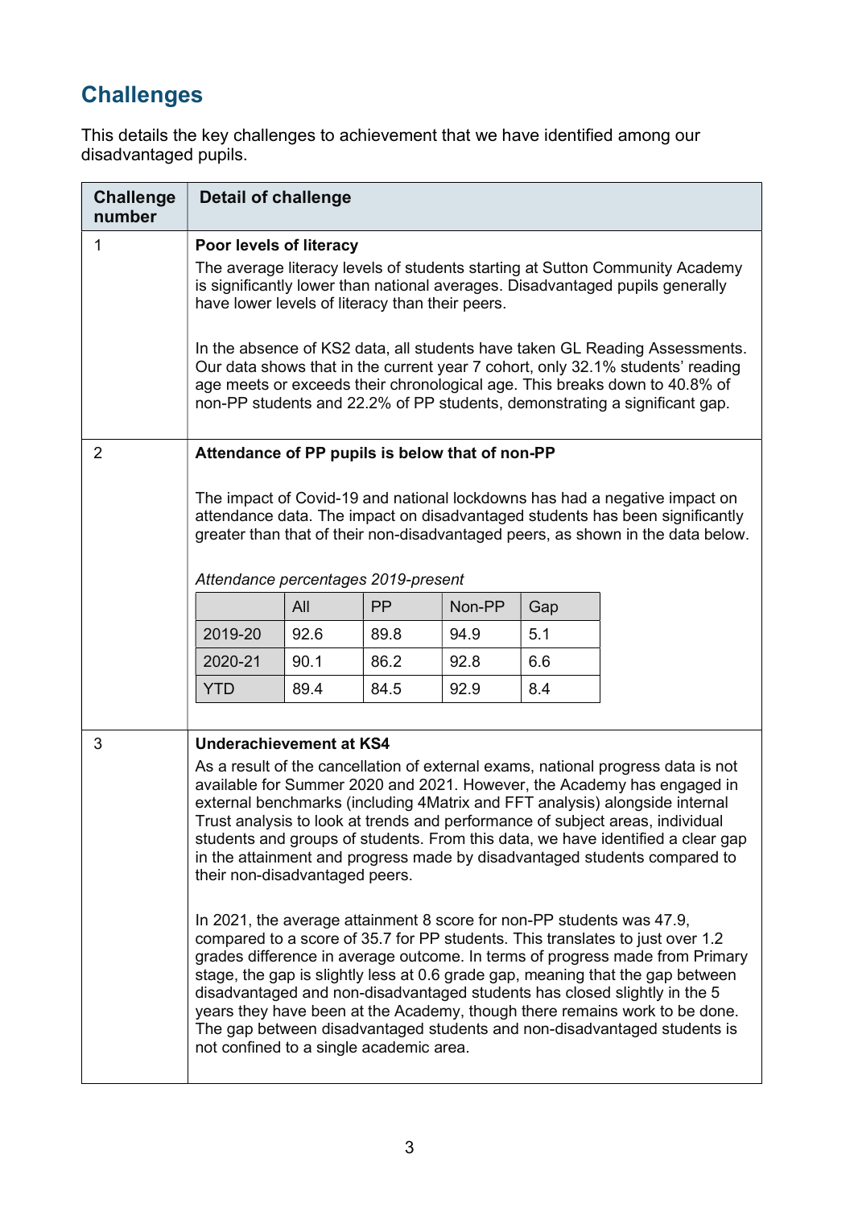## Challenges

This details the key challenges to achievement that we have identified among our disadvantaged pupils.

| Challenge number | Detail of challenge |
|---|---|
| 1 | **Poor levels of literacy**<br>The average literacy levels of students starting at Sutton Community Academy is significantly lower than national averages. Disadvantaged pupils generally have lower levels of literacy than their peers.<br><br>In the absence of KS2 data, all students have taken GL Reading Assessments. Our data shows that in the current year 7 cohort, only 32.1% students' reading age meets or exceeds their chronological age. This breaks down to 40.8% of non-PP students and 22.2% of PP students, demonstrating a significant gap. |
| 2 | **Attendance of PP pupils is below that of non-PP**<br><br>The impact of Covid-19 and national lockdowns has had a negative impact on attendance data. The impact on disadvantaged students has been significantly greater than that of their non-disadvantaged peers, as shown in the data below.<br><br>*Attendance percentages 2019-present*<br><br>(see table below) |
| 3 | **Underachievement at KS4**<br>As a result of the cancellation of external exams, national progress data is not available for Summer 2020 and 2021. However, the Academy has engaged in external benchmarks (including 4Matrix and FFT analysis) alongside internal Trust analysis to look at trends and performance of subject areas, individual students and groups of students. From this data, we have identified a clear gap in the attainment and progress made by disadvantaged students compared to their non-disadvantaged peers.<br><br>In 2021, the average attainment 8 score for non-PP students was 47.9, compared to a score of 35.7 for PP students. This translates to just over 1.2 grades difference in average outcome. In terms of progress made from Primary stage, the gap is slightly less at 0.6 grade gap, meaning that the gap between disadvantaged and non-disadvantaged students has closed slightly in the 5 years they have been at the Academy, though there remains work to be done. The gap between disadvantaged students and non-disadvantaged students is not confined to a single academic area. |

*Attendance percentages 2019-present*

| | All | PP | Non-PP | Gap |
|---|---|---|---|---|
| 2019-20 | 92.6 | 89.8 | 94.9 | 5.1 |
| 2020-21 | 90.1 | 86.2 | 92.8 | 6.6 |
| YTD | 89.4 | 84.5 | 92.9 | 8.4 |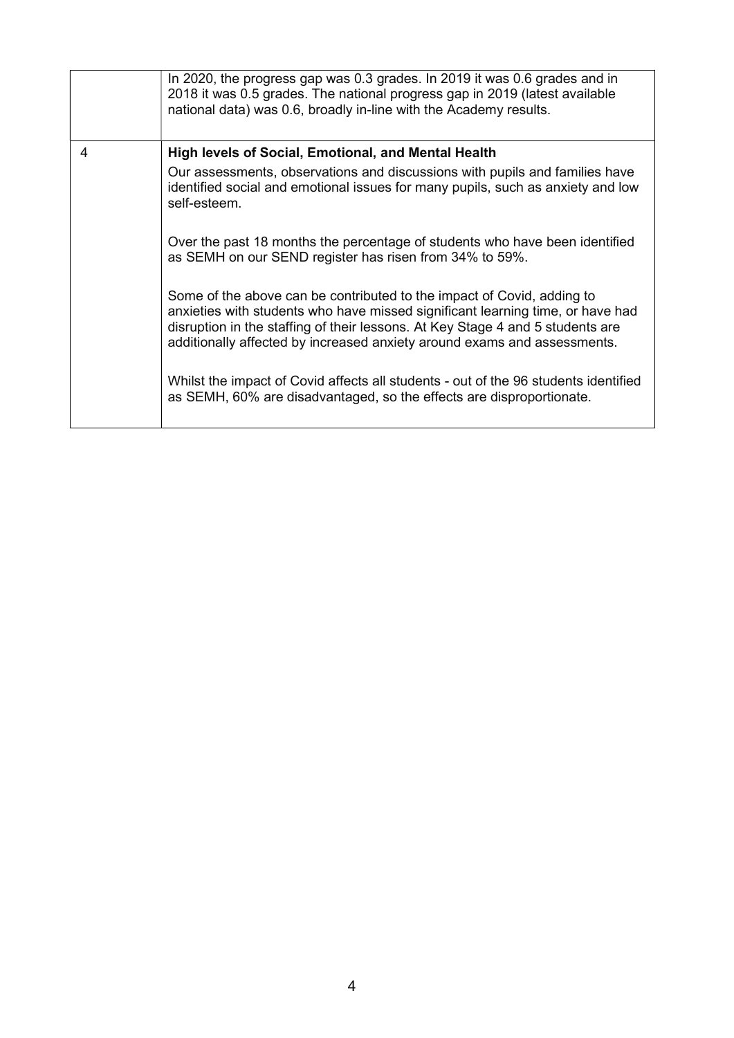| | |
|---|---|
| | In 2020, the progress gap was 0.3 grades. In 2019 it was 0.6 grades and in 2018 it was 0.5 grades. The national progress gap in 2019 (latest available national data) was 0.6, broadly in-line with the Academy results. |
| 4 | **High levels of Social, Emotional, and Mental Health**<br><br>Our assessments, observations and discussions with pupils and families have identified social and emotional issues for many pupils, such as anxiety and low self-esteem.<br><br>Over the past 18 months the percentage of students who have been identified as SEMH on our SEND register has risen from 34% to 59%.<br><br>Some of the above can be contributed to the impact of Covid, adding to anxieties with students who have missed significant learning time, or have had disruption in the staffing of their lessons. At Key Stage 4 and 5 students are additionally affected by increased anxiety around exams and assessments.<br><br>Whilst the impact of Covid affects all students - out of the 96 students identified as SEMH, 60% are disadvantaged, so the effects are disproportionate. |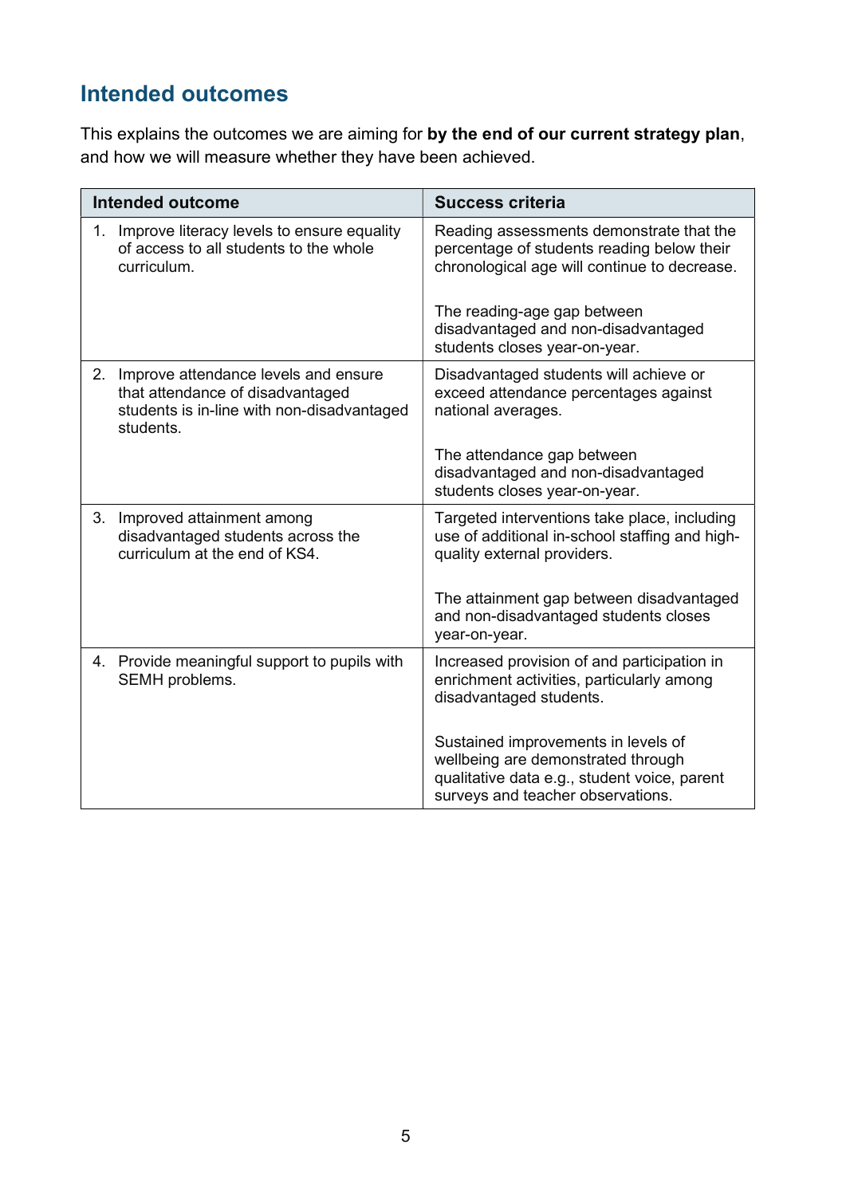## Intended outcomes

This explains the outcomes we are aiming for **by the end of our current strategy plan**, and how we will measure whether they have been achieved.

| Intended outcome | Success criteria |
|---|---|
| 1. Improve literacy levels to ensure equality of access to all students to the whole curriculum. | Reading assessments demonstrate that the percentage of students reading below their chronological age will continue to decrease.<br><br>The reading-age gap between disadvantaged and non-disadvantaged students closes year-on-year. |
| 2. Improve attendance levels and ensure that attendance of disadvantaged students is in-line with non-disadvantaged students. | Disadvantaged students will achieve or exceed attendance percentages against national averages.<br><br>The attendance gap between disadvantaged and non-disadvantaged students closes year-on-year. |
| 3. Improved attainment among disadvantaged students across the curriculum at the end of KS4. | Targeted interventions take place, including use of additional in-school staffing and high-quality external providers.<br><br>The attainment gap between disadvantaged and non-disadvantaged students closes year-on-year. |
| 4. Provide meaningful support to pupils with SEMH problems. | Increased provision of and participation in enrichment activities, particularly among disadvantaged students.<br><br>Sustained improvements in levels of wellbeing are demonstrated through qualitative data e.g., student voice, parent surveys and teacher observations. |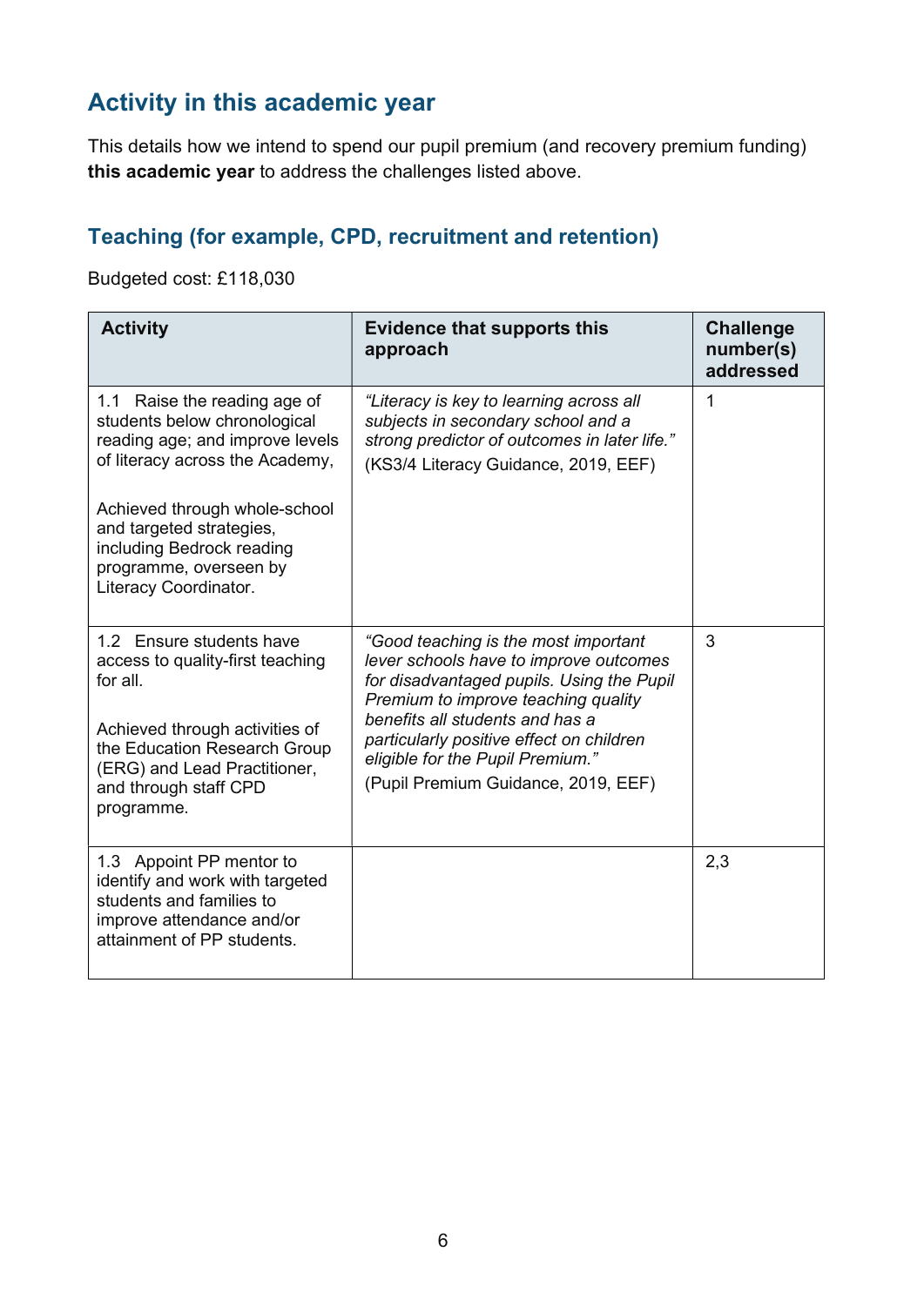## Activity in this academic year

This details how we intend to spend our pupil premium (and recovery premium funding) **this academic year** to address the challenges listed above.

### Teaching (for example, CPD, recruitment and retention)

Budgeted cost: £118,030

| Activity | Evidence that supports this approach | Challenge number(s) addressed |
|---|---|---|
| 1.1 Raise the reading age of students below chronological reading age; and improve levels of literacy across the Academy,<br><br>Achieved through whole-school and targeted strategies, including Bedrock reading programme, overseen by Literacy Coordinator. | *"Literacy is key to learning across all subjects in secondary school and a strong predictor of outcomes in later life."*<br>(KS3/4 Literacy Guidance, 2019, EEF) | 1 |
| 1.2 Ensure students have access to quality-first teaching for all.<br><br>Achieved through activities of the Education Research Group (ERG) and Lead Practitioner, and through staff CPD programme. | *"Good teaching is the most important lever schools have to improve outcomes for disadvantaged pupils. Using the Pupil Premium to improve teaching quality benefits all students and has a particularly positive effect on children eligible for the Pupil Premium."*<br>(Pupil Premium Guidance, 2019, EEF) | 3 |
| 1.3 Appoint PP mentor to identify and work with targeted students and families to improve attendance and/or attainment of PP students. | | 2,3 |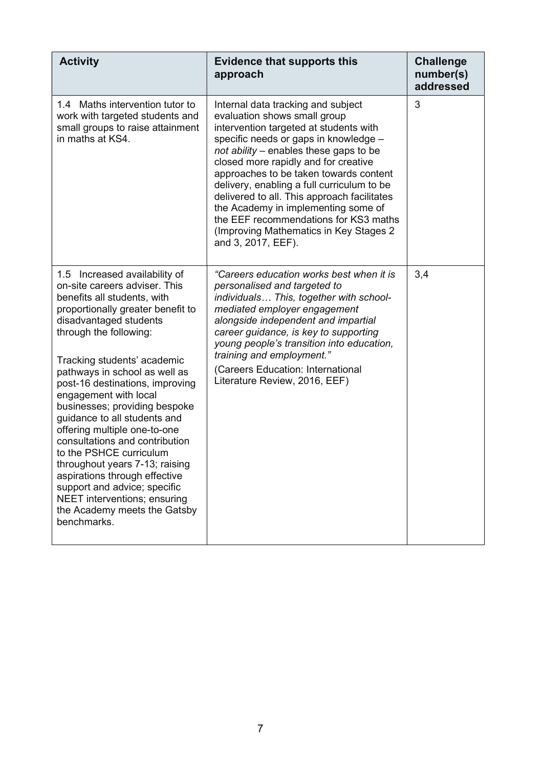| Activity | Evidence that supports this approach | Challenge number(s) addressed |
|---|---|---|
| 1.4 Maths intervention tutor to work with targeted students and small groups to raise attainment in maths at KS4. | Internal data tracking and subject evaluation shows small group intervention targeted at students with specific needs or gaps in knowledge – *not ability* – enables these gaps to be closed more rapidly and for creative approaches to be taken towards content delivery, enabling a full curriculum to be delivered to all. This approach facilitates the Academy in implementing some of the EEF recommendations for KS3 maths (Improving Mathematics in Key Stages 2 and 3, 2017, EEF). | 3 |
| 1.5 Increased availability of on-site careers adviser. This benefits all students, with proportionally greater benefit to disadvantaged students through the following:<br><br>Tracking students' academic pathways in school as well as post-16 destinations, improving engagement with local businesses; providing bespoke guidance to all students and offering multiple one-to-one consultations and contribution to the PSHCE curriculum throughout years 7-13; raising aspirations through effective support and advice; specific NEET interventions; ensuring the Academy meets the Gatsby benchmarks. | *"Careers education works best when it is personalised and targeted to individuals… This, together with school-mediated employer engagement alongside independent and impartial career guidance, is key to supporting young people's transition into education, training and employment."*<br>(Careers Education: International Literature Review, 2016, EEF) | 3,4 |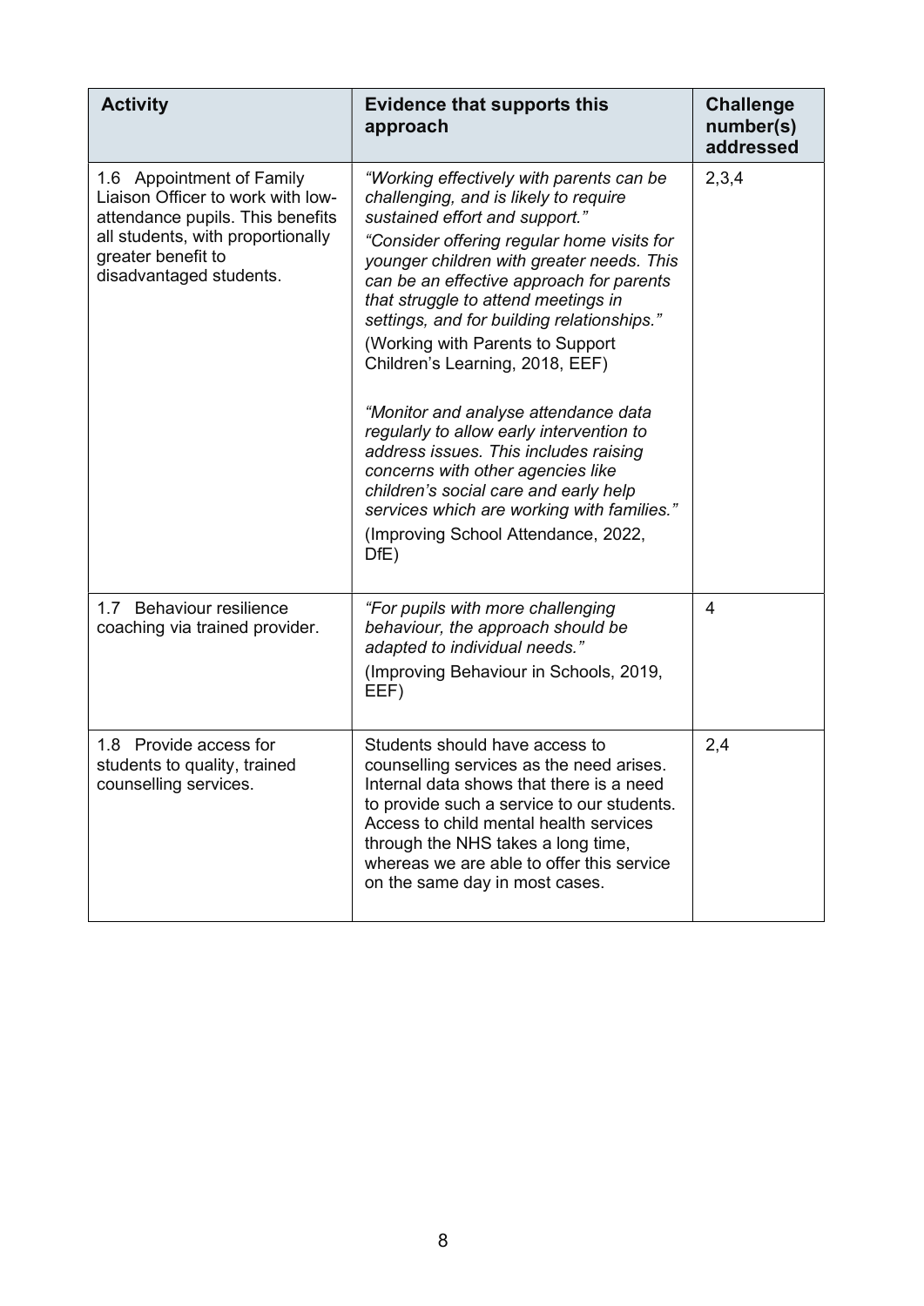| Activity | Evidence that supports this approach | Challenge number(s) addressed |
| --- | --- | --- |
| 1.6 Appointment of Family Liaison Officer to work with low-attendance pupils. This benefits all students, with proportionally greater benefit to disadvantaged students. | *"Working effectively with parents can be challenging, and is likely to require sustained effort and support."* *"Consider offering regular home visits for younger children with greater needs. This can be an effective approach for parents that struggle to attend meetings in settings, and for building relationships."* (Working with Parents to Support Children's Learning, 2018, EEF) *"Monitor and analyse attendance data regularly to allow early intervention to address issues. This includes raising concerns with other agencies like children's social care and early help services which are working with families."* (Improving School Attendance, 2022, DfE) | 2,3,4 |
| 1.7 Behaviour resilience coaching via trained provider. | *"For pupils with more challenging behaviour, the approach should be adapted to individual needs."* (Improving Behaviour in Schools, 2019, EEF) | 4 |
| 1.8 Provide access for students to quality, trained counselling services. | Students should have access to counselling services as the need arises. Internal data shows that there is a need to provide such a service to our students. Access to child mental health services through the NHS takes a long time, whereas we are able to offer this service on the same day in most cases. | 2,4 |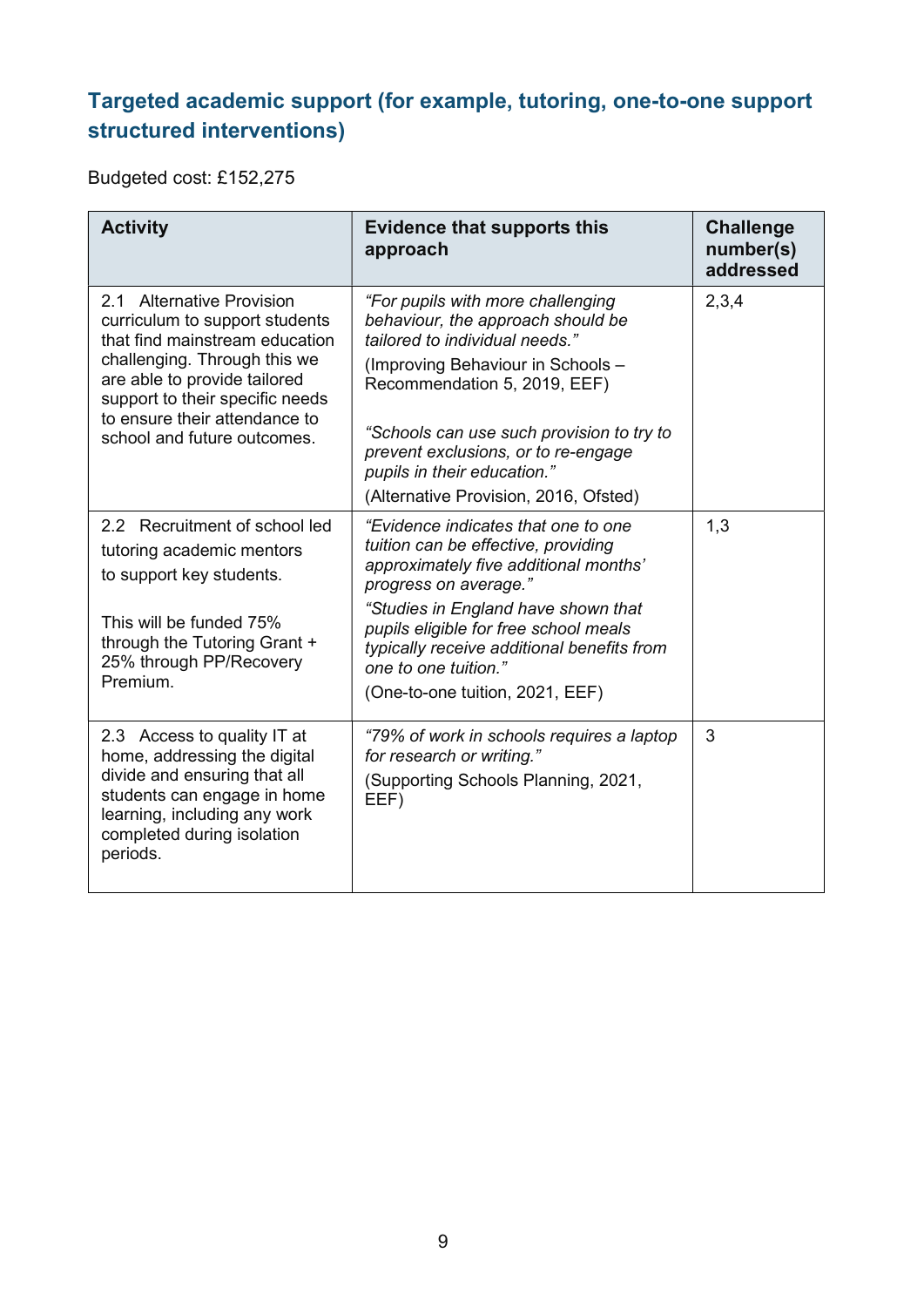## Targeted academic support (for example, tutoring, one-to-one support structured interventions)

Budgeted cost: £152,275

| Activity | Evidence that supports this approach | Challenge number(s) addressed |
|---|---|---|
| 2.1 Alternative Provision curriculum to support students that find mainstream education challenging. Through this we are able to provide tailored support to their specific needs to ensure their attendance to school and future outcomes. | *"For pupils with more challenging behaviour, the approach should be tailored to individual needs."*<br>(Improving Behaviour in Schools – Recommendation 5, 2019, EEF)<br><br>*"Schools can use such provision to try to prevent exclusions, or to re-engage pupils in their education."*<br>(Alternative Provision, 2016, Ofsted) | 2,3,4 |
| 2.2 Recruitment of school led tutoring academic mentors to support key students.<br><br>This will be funded 75% through the Tutoring Grant + 25% through PP/Recovery Premium. | *"Evidence indicates that one to one tuition can be effective, providing approximately five additional months' progress on average."*<br>*"Studies in England have shown that pupils eligible for free school meals typically receive additional benefits from one to one tuition."*<br>(One-to-one tuition, 2021, EEF) | 1,3 |
| 2.3 Access to quality IT at home, addressing the digital divide and ensuring that all students can engage in home learning, including any work completed during isolation periods. | *"79% of work in schools requires a laptop for research or writing."*<br>(Supporting Schools Planning, 2021, EEF) | 3 |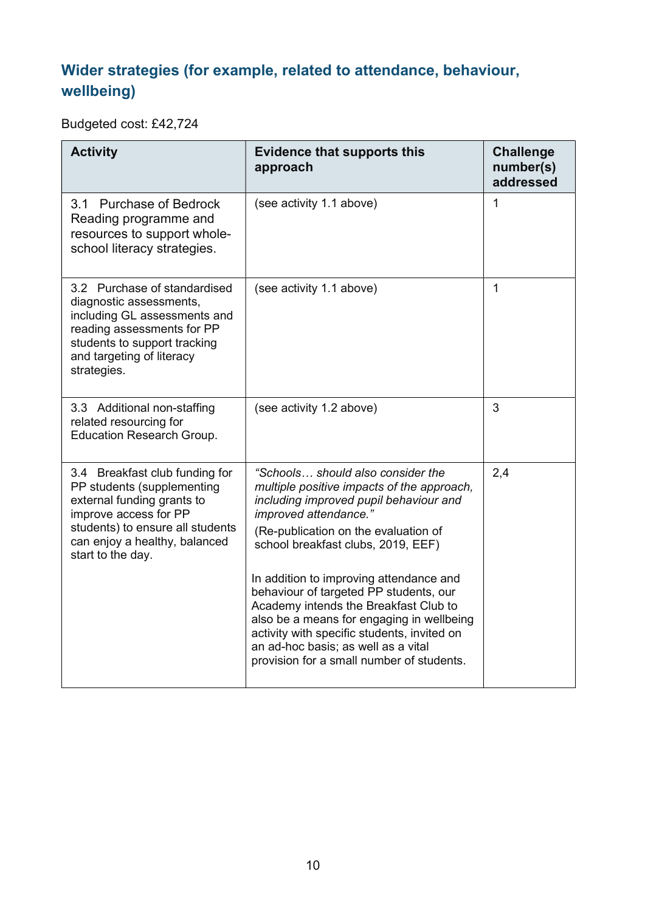## Wider strategies (for example, related to attendance, behaviour, wellbeing)

Budgeted cost: £42,724

| Activity | Evidence that supports this approach | Challenge number(s) addressed |
|---|---|---|
| 3.1 Purchase of Bedrock Reading programme and resources to support whole-school literacy strategies. | (see activity 1.1 above) | 1 |
| 3.2 Purchase of standardised diagnostic assessments, including GL assessments and reading assessments for PP students to support tracking and targeting of literacy strategies. | (see activity 1.1 above) | 1 |
| 3.3 Additional non-staffing related resourcing for Education Research Group. | (see activity 1.2 above) | 3 |
| 3.4 Breakfast club funding for PP students (supplementing external funding grants to improve access for PP students) to ensure all students can enjoy a healthy, balanced start to the day. | *"Schools… should also consider the multiple positive impacts of the approach, including improved pupil behaviour and improved attendance."* (Re-publication on the evaluation of school breakfast clubs, 2019, EEF)<br><br>In addition to improving attendance and behaviour of targeted PP students, our Academy intends the Breakfast Club to also be a means for engaging in wellbeing activity with specific students, invited on an ad-hoc basis; as well as a vital provision for a small number of students. | 2,4 |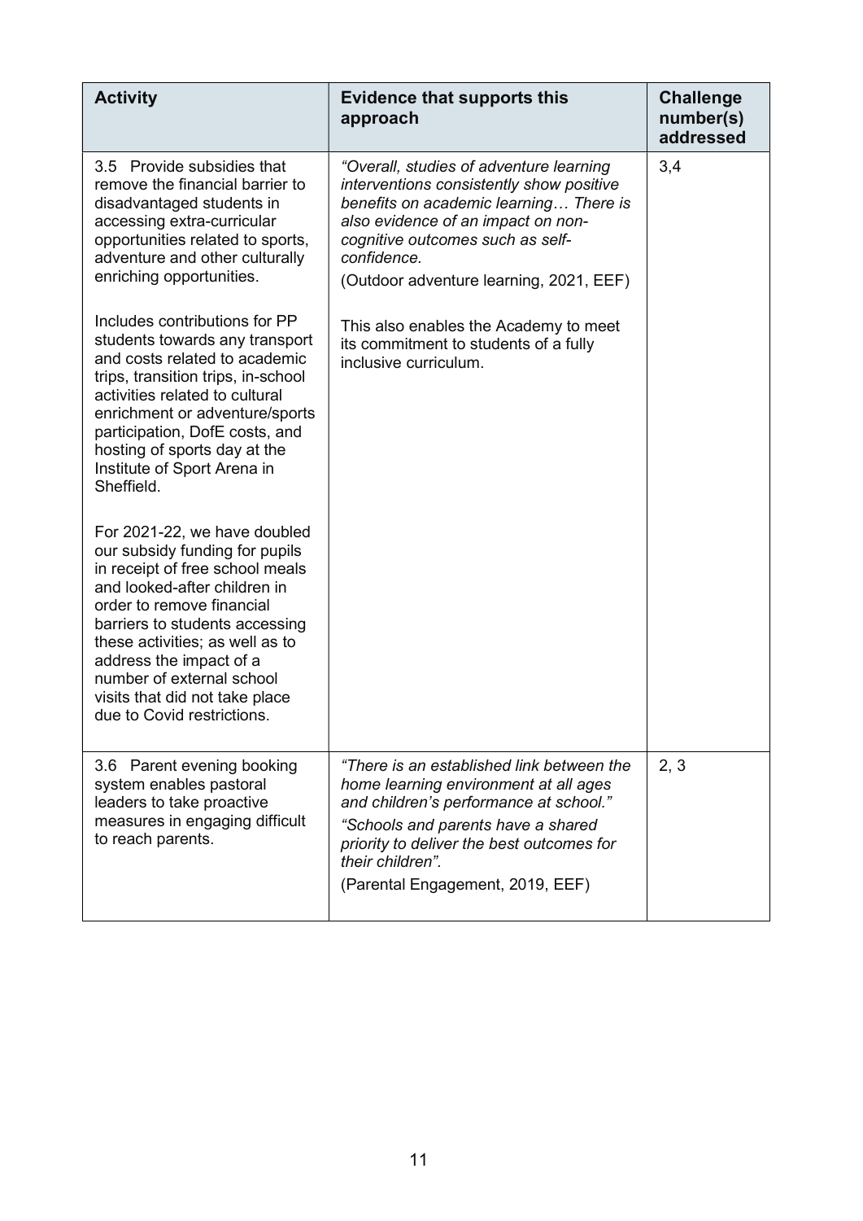| Activity | Evidence that supports this approach | Challenge number(s) addressed |
|---|---|---|
| 3.5 Provide subsidies that remove the financial barrier to disadvantaged students in accessing extra-curricular opportunities related to sports, adventure and other culturally enriching opportunities.<br><br>Includes contributions for PP students towards any transport and costs related to academic trips, transition trips, in-school activities related to cultural enrichment or adventure/sports participation, DofE costs, and hosting of sports day at the Institute of Sport Arena in Sheffield.<br><br>For 2021-22, we have doubled our subsidy funding for pupils in receipt of free school meals and looked-after children in order to remove financial barriers to students accessing these activities; as well as to address the impact of a number of external school visits that did not take place due to Covid restrictions. | *"Overall, studies of adventure learning interventions consistently show positive benefits on academic learning… There is also evidence of an impact on non-cognitive outcomes such as self-confidence.*<br>(Outdoor adventure learning, 2021, EEF)<br><br>This also enables the Academy to meet its commitment to students of a fully inclusive curriculum. | 3,4 |
| 3.6 Parent evening booking system enables pastoral leaders to take proactive measures in engaging difficult to reach parents. | *"There is an established link between the home learning environment at all ages and children's performance at school."*<br>*"Schools and parents have a shared priority to deliver the best outcomes for their children".*<br>(Parental Engagement, 2019, EEF) | 2, 3 |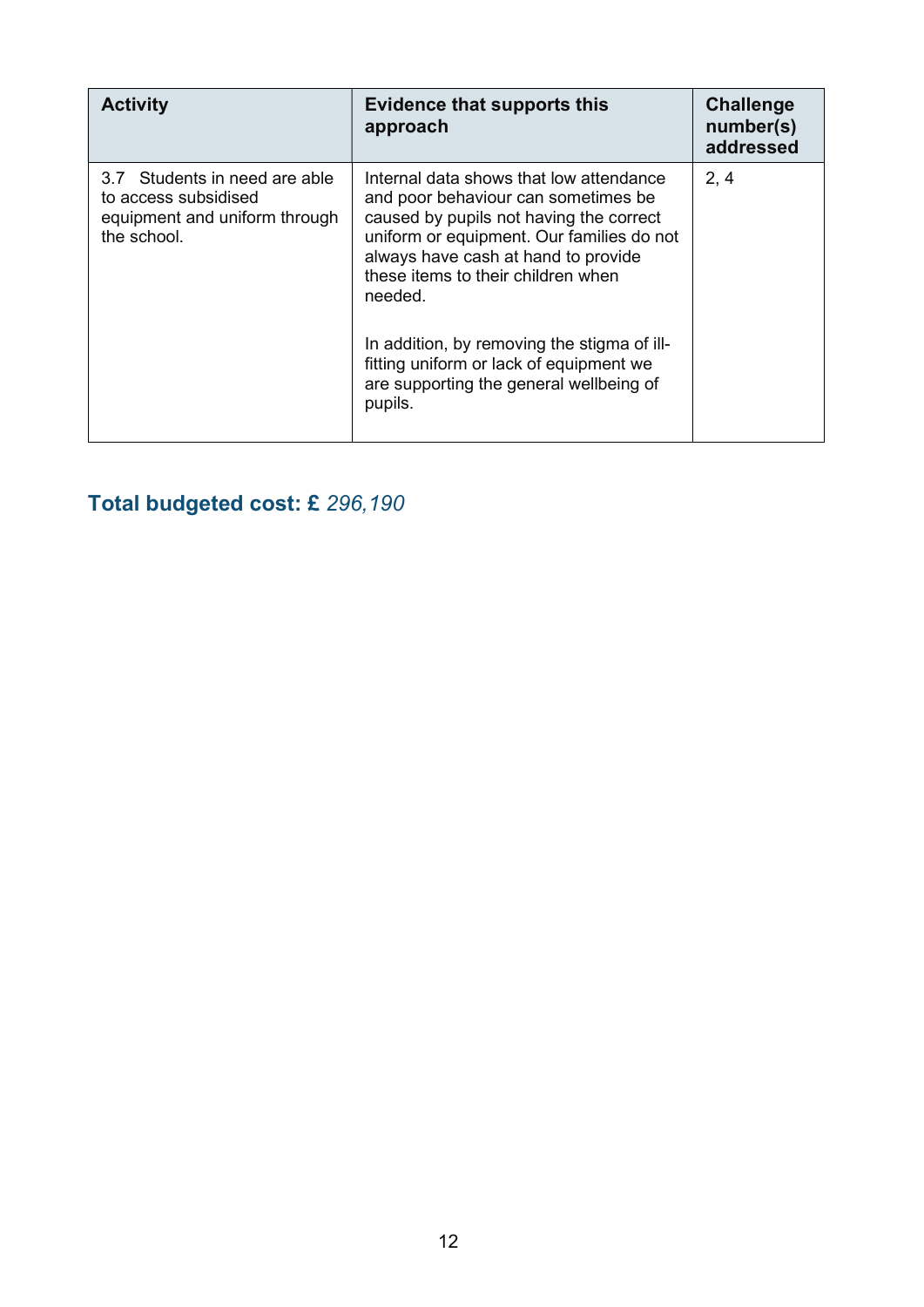| Activity | Evidence that supports this approach | Challenge number(s) addressed |
|---|---|---|
| 3.7 Students in need are able to access subsidised equipment and uniform through the school. | Internal data shows that low attendance and poor behaviour can sometimes be caused by pupils not having the correct uniform or equipment. Our families do not always have cash at hand to provide these items to their children when needed.<br><br>In addition, by removing the stigma of ill-fitting uniform or lack of equipment we are supporting the general wellbeing of pupils. | 2, 4 |

## Total budgeted cost: £ *296,190*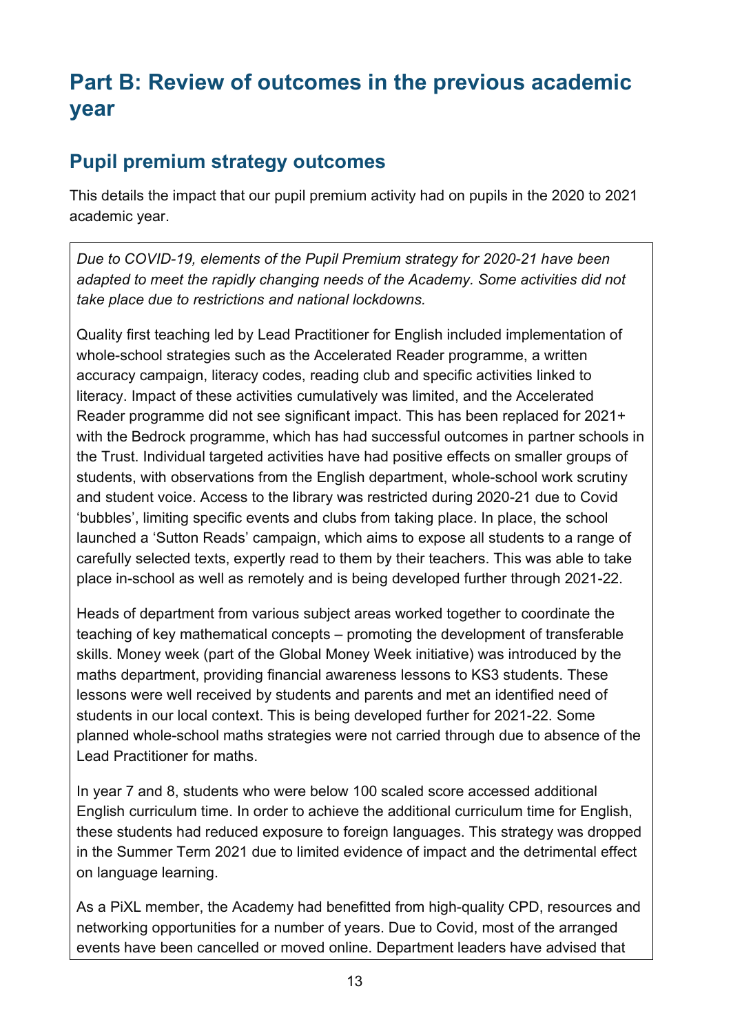# Part B: Review of outcomes in the previous academic year

## Pupil premium strategy outcomes

This details the impact that our pupil premium activity had on pupils in the 2020 to 2021 academic year.

*Due to COVID-19, elements of the Pupil Premium strategy for 2020-21 have been adapted to meet the rapidly changing needs of the Academy. Some activities did not take place due to restrictions and national lockdowns.*

Quality first teaching led by Lead Practitioner for English included implementation of whole-school strategies such as the Accelerated Reader programme, a written accuracy campaign, literacy codes, reading club and specific activities linked to literacy. Impact of these activities cumulatively was limited, and the Accelerated Reader programme did not see significant impact. This has been replaced for 2021+ with the Bedrock programme, which has had successful outcomes in partner schools in the Trust. Individual targeted activities have had positive effects on smaller groups of students, with observations from the English department, whole-school work scrutiny and student voice. Access to the library was restricted during 2020-21 due to Covid 'bubbles', limiting specific events and clubs from taking place. In place, the school launched a 'Sutton Reads' campaign, which aims to expose all students to a range of carefully selected texts, expertly read to them by their teachers. This was able to take place in-school as well as remotely and is being developed further through 2021-22.

Heads of department from various subject areas worked together to coordinate the teaching of key mathematical concepts – promoting the development of transferable skills. Money week (part of the Global Money Week initiative) was introduced by the maths department, providing financial awareness lessons to KS3 students. These lessons were well received by students and parents and met an identified need of students in our local context. This is being developed further for 2021-22. Some planned whole-school maths strategies were not carried through due to absence of the Lead Practitioner for maths.

In year 7 and 8, students who were below 100 scaled score accessed additional English curriculum time. In order to achieve the additional curriculum time for English, these students had reduced exposure to foreign languages. This strategy was dropped in the Summer Term 2021 due to limited evidence of impact and the detrimental effect on language learning.

As a PiXL member, the Academy had benefitted from high-quality CPD, resources and networking opportunities for a number of years. Due to Covid, most of the arranged events have been cancelled or moved online. Department leaders have advised that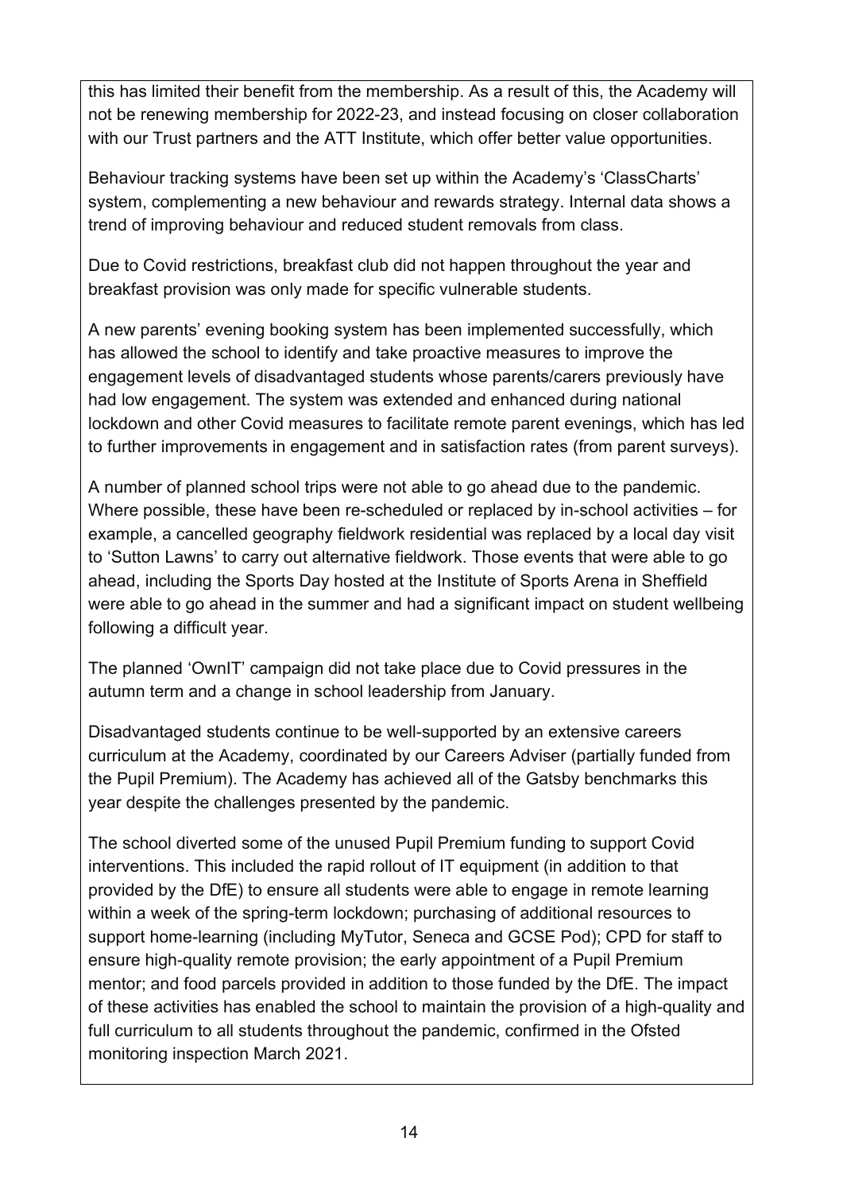this has limited their benefit from the membership. As a result of this, the Academy will not be renewing membership for 2022-23, and instead focusing on closer collaboration with our Trust partners and the ATT Institute, which offer better value opportunities.

Behaviour tracking systems have been set up within the Academy's 'ClassCharts' system, complementing a new behaviour and rewards strategy. Internal data shows a trend of improving behaviour and reduced student removals from class.

Due to Covid restrictions, breakfast club did not happen throughout the year and breakfast provision was only made for specific vulnerable students.

A new parents' evening booking system has been implemented successfully, which has allowed the school to identify and take proactive measures to improve the engagement levels of disadvantaged students whose parents/carers previously have had low engagement. The system was extended and enhanced during national lockdown and other Covid measures to facilitate remote parent evenings, which has led to further improvements in engagement and in satisfaction rates (from parent surveys).

A number of planned school trips were not able to go ahead due to the pandemic. Where possible, these have been re-scheduled or replaced by in-school activities – for example, a cancelled geography fieldwork residential was replaced by a local day visit to 'Sutton Lawns' to carry out alternative fieldwork. Those events that were able to go ahead, including the Sports Day hosted at the Institute of Sports Arena in Sheffield were able to go ahead in the summer and had a significant impact on student wellbeing following a difficult year.

The planned 'OwnIT' campaign did not take place due to Covid pressures in the autumn term and a change in school leadership from January.

Disadvantaged students continue to be well-supported by an extensive careers curriculum at the Academy, coordinated by our Careers Adviser (partially funded from the Pupil Premium). The Academy has achieved all of the Gatsby benchmarks this year despite the challenges presented by the pandemic.

The school diverted some of the unused Pupil Premium funding to support Covid interventions. This included the rapid rollout of IT equipment (in addition to that provided by the DfE) to ensure all students were able to engage in remote learning within a week of the spring-term lockdown; purchasing of additional resources to support home-learning (including MyTutor, Seneca and GCSE Pod); CPD for staff to ensure high-quality remote provision; the early appointment of a Pupil Premium mentor; and food parcels provided in addition to those funded by the DfE. The impact of these activities has enabled the school to maintain the provision of a high-quality and full curriculum to all students throughout the pandemic, confirmed in the Ofsted monitoring inspection March 2021.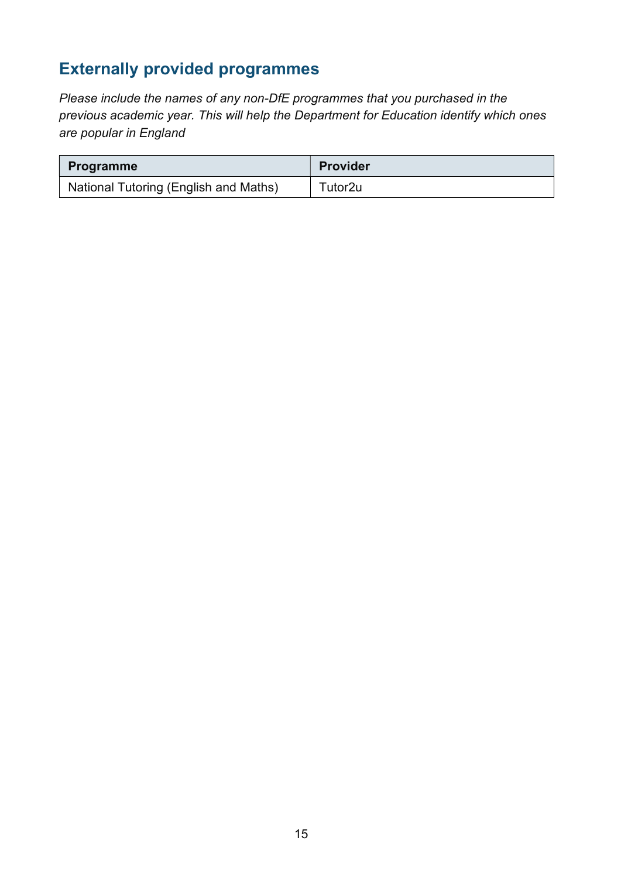## Externally provided programmes

*Please include the names of any non-DfE programmes that you purchased in the previous academic year. This will help the Department for Education identify which ones are popular in England*

| Programme | Provider |
|---|---|
| National Tutoring (English and Maths) | Tutor2u |